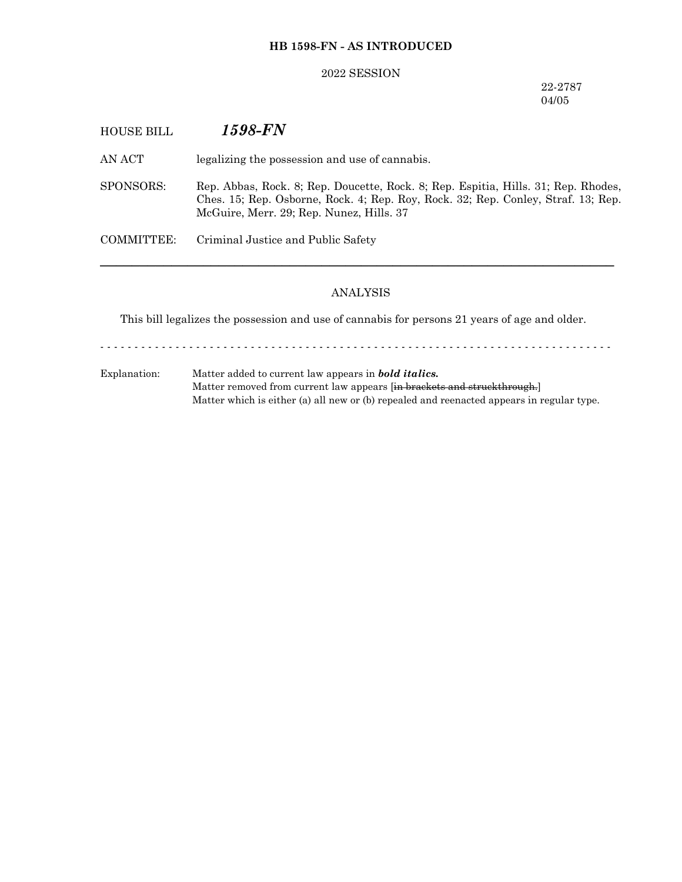**HB 1598-FN - AS INTRODUCED**

2022 SESSION

22-2787
04/05

HOUSE BILL ***1598-FN***

AN ACT legalizing the possession and use of cannabis.

SPONSORS: Rep. Abbas, Rock. 8; Rep. Doucette, Rock. 8; Rep. Espitia, Hills. 31; Rep. Rhodes, Ches. 15; Rep. Osborne, Rock. 4; Rep. Roy, Rock. 32; Rep. Conley, Straf. 13; Rep. McGuire, Merr. 29; Rep. Nunez, Hills. 37

COMMITTEE: Criminal Justice and Public Safety

---

ANALYSIS

This bill legalizes the possession and use of cannabis for persons 21 years of age and older.

- - - - - - - - - - - - - - - - - - - - - - - - - - - - - - - - - - - - - - - - - - - - - - - - - - - - - - - - - - - - - - - - - - -

Explanation: Matter added to current law appears in ***bold italics.***
Matter removed from current law appears [~~in brackets and struckthrough.~~]
Matter which is either (a) all new or (b) repealed and reenacted appears in regular type.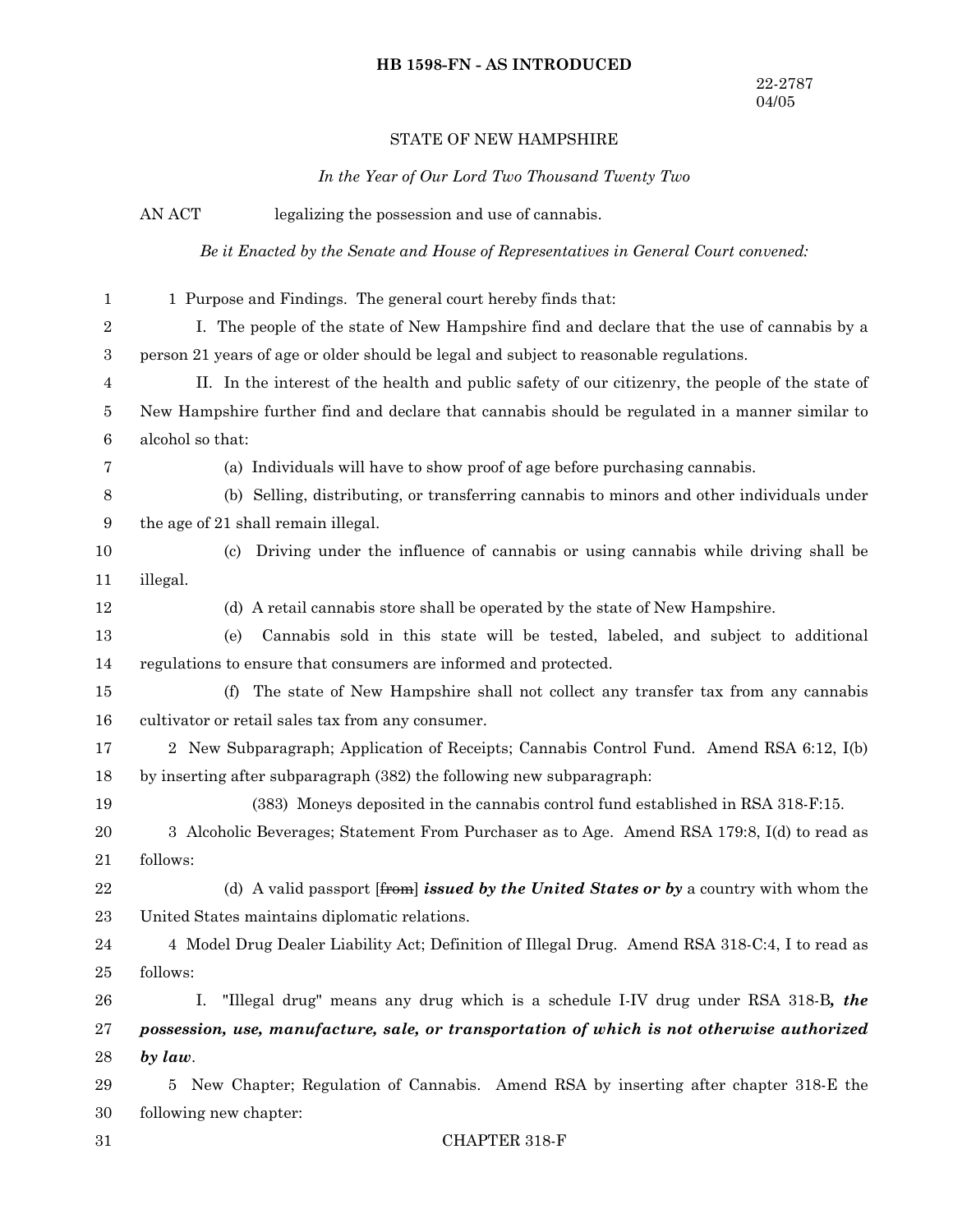**HB 1598-FN - AS INTRODUCED**

22-2787
04/05

STATE OF NEW HAMPSHIRE

*In the Year of Our Lord Two Thousand Twenty Two*

AN ACT legalizing the possession and use of cannabis.

*Be it Enacted by the Senate and House of Representatives in General Court convened:*

1 Purpose and Findings. The general court hereby finds that:

I. The people of the state of New Hampshire find and declare that the use of cannabis by a person 21 years of age or older should be legal and subject to reasonable regulations.

II. In the interest of the health and public safety of our citizenry, the people of the state of New Hampshire further find and declare that cannabis should be regulated in a manner similar to alcohol so that:

(a) Individuals will have to show proof of age before purchasing cannabis.

(b) Selling, distributing, or transferring cannabis to minors and other individuals under the age of 21 shall remain illegal.

(c) Driving under the influence of cannabis or using cannabis while driving shall be illegal.

(d) A retail cannabis store shall be operated by the state of New Hampshire.

(e) Cannabis sold in this state will be tested, labeled, and subject to additional regulations to ensure that consumers are informed and protected.

(f) The state of New Hampshire shall not collect any transfer tax from any cannabis cultivator or retail sales tax from any consumer.

2 New Subparagraph; Application of Receipts; Cannabis Control Fund. Amend RSA 6:12, I(b) by inserting after subparagraph (382) the following new subparagraph:

(383) Moneys deposited in the cannabis control fund established in RSA 318-F:15.

3 Alcoholic Beverages; Statement From Purchaser as to Age. Amend RSA 179:8, I(d) to read as follows:

(d) A valid passport [~~from~~] ***issued by the United States or by*** a country with whom the United States maintains diplomatic relations.

4 Model Drug Dealer Liability Act; Definition of Illegal Drug. Amend RSA 318-C:4, I to read as follows:

I. "Illegal drug" means any drug which is a schedule I-IV drug under RSA 318-B***, the possession, use, manufacture, sale, or transportation of which is not otherwise authorized by law***.

5 New Chapter; Regulation of Cannabis. Amend RSA by inserting after chapter 318-E the following new chapter:

CHAPTER 318-F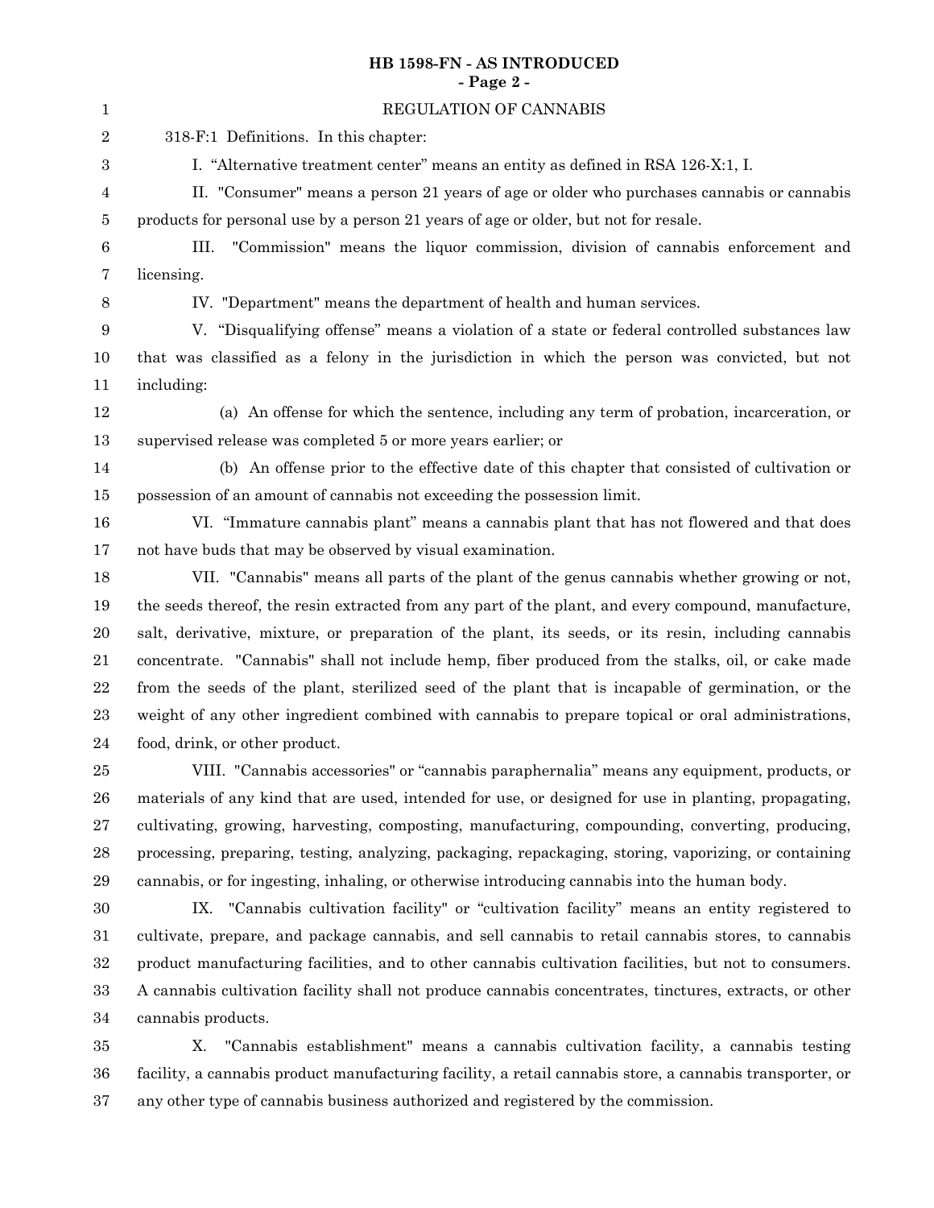## REGULATION OF CANNABIS

318-F:1 Definitions. In this chapter:

I. "Alternative treatment center" means an entity as defined in RSA 126-X:1, I.

II. "Consumer" means a person 21 years of age or older who purchases cannabis or cannabis products for personal use by a person 21 years of age or older, but not for resale.

III. "Commission" means the liquor commission, division of cannabis enforcement and licensing.

IV. "Department" means the department of health and human services.

V. "Disqualifying offense" means a violation of a state or federal controlled substances law that was classified as a felony in the jurisdiction in which the person was convicted, but not including:

(a) An offense for which the sentence, including any term of probation, incarceration, or supervised release was completed 5 or more years earlier; or

(b) An offense prior to the effective date of this chapter that consisted of cultivation or possession of an amount of cannabis not exceeding the possession limit.

VI. "Immature cannabis plant" means a cannabis plant that has not flowered and that does not have buds that may be observed by visual examination.

VII. "Cannabis" means all parts of the plant of the genus cannabis whether growing or not, the seeds thereof, the resin extracted from any part of the plant, and every compound, manufacture, salt, derivative, mixture, or preparation of the plant, its seeds, or its resin, including cannabis concentrate. "Cannabis" shall not include hemp, fiber produced from the stalks, oil, or cake made from the seeds of the plant, sterilized seed of the plant that is incapable of germination, or the weight of any other ingredient combined with cannabis to prepare topical or oral administrations, food, drink, or other product.

VIII. "Cannabis accessories" or "cannabis paraphernalia" means any equipment, products, or materials of any kind that are used, intended for use, or designed for use in planting, propagating, cultivating, growing, harvesting, composting, manufacturing, compounding, converting, producing, processing, preparing, testing, analyzing, packaging, repackaging, storing, vaporizing, or containing cannabis, or for ingesting, inhaling, or otherwise introducing cannabis into the human body.

IX. "Cannabis cultivation facility" or "cultivation facility" means an entity registered to cultivate, prepare, and package cannabis, and sell cannabis to retail cannabis stores, to cannabis product manufacturing facilities, and to other cannabis cultivation facilities, but not to consumers. A cannabis cultivation facility shall not produce cannabis concentrates, tinctures, extracts, or other cannabis products.

X. "Cannabis establishment" means a cannabis cultivation facility, a cannabis testing facility, a cannabis product manufacturing facility, a retail cannabis store, a cannabis transporter, or any other type of cannabis business authorized and registered by the commission.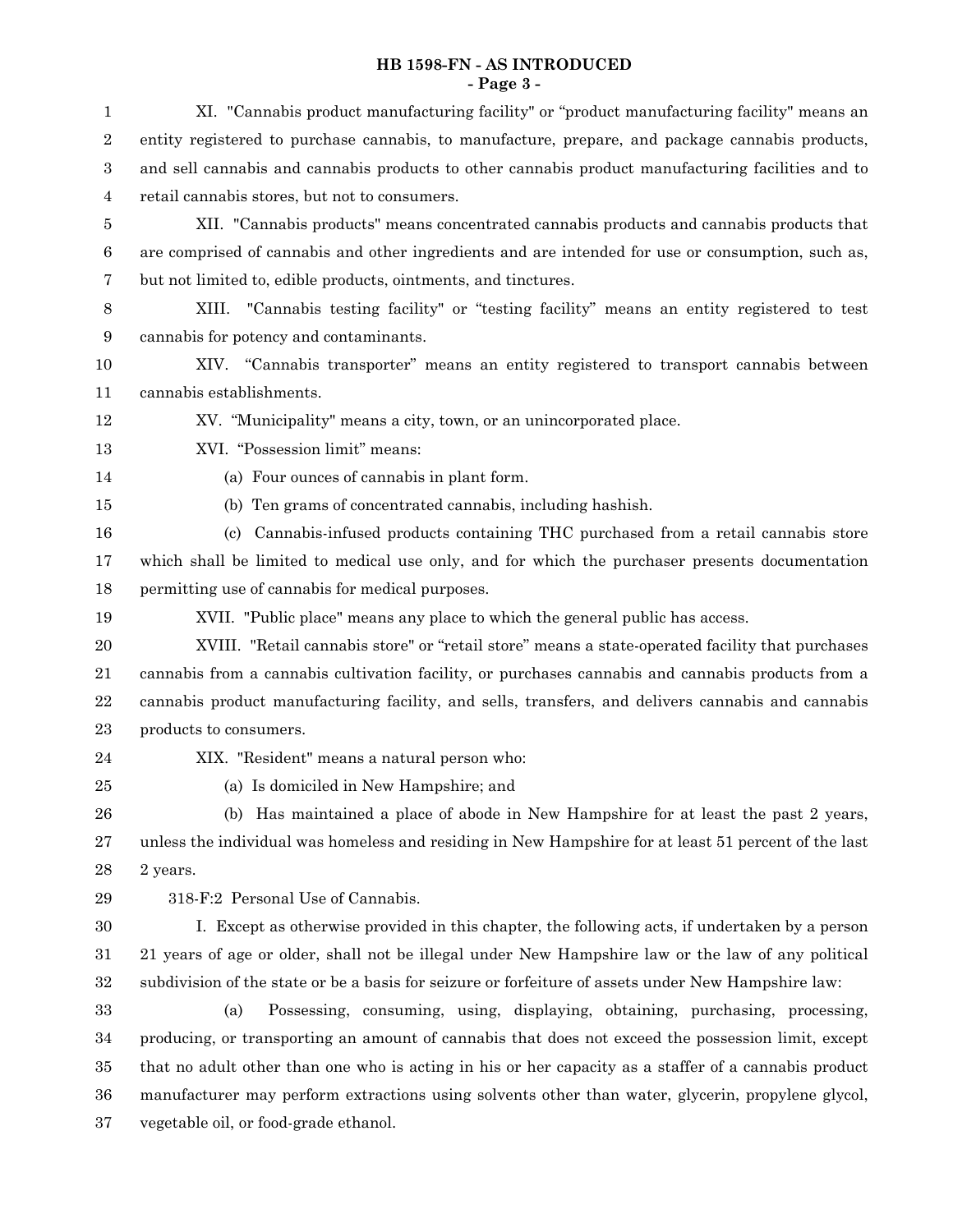XI. "Cannabis product manufacturing facility" or "product manufacturing facility" means an entity registered to purchase cannabis, to manufacture, prepare, and package cannabis products, and sell cannabis and cannabis products to other cannabis product manufacturing facilities and to retail cannabis stores, but not to consumers.

XII. "Cannabis products" means concentrated cannabis products and cannabis products that are comprised of cannabis and other ingredients and are intended for use or consumption, such as, but not limited to, edible products, ointments, and tinctures.

XIII. "Cannabis testing facility" or "testing facility" means an entity registered to test cannabis for potency and contaminants.

XIV. "Cannabis transporter" means an entity registered to transport cannabis between cannabis establishments.

XV. "Municipality" means a city, town, or an unincorporated place.

XVI. "Possession limit" means:

(a) Four ounces of cannabis in plant form.

(b) Ten grams of concentrated cannabis, including hashish.

(c) Cannabis-infused products containing THC purchased from a retail cannabis store which shall be limited to medical use only, and for which the purchaser presents documentation permitting use of cannabis for medical purposes.

XVII. "Public place" means any place to which the general public has access.

XVIII. "Retail cannabis store" or "retail store" means a state-operated facility that purchases cannabis from a cannabis cultivation facility, or purchases cannabis and cannabis products from a cannabis product manufacturing facility, and sells, transfers, and delivers cannabis and cannabis products to consumers.

XIX. "Resident" means a natural person who:

(a) Is domiciled in New Hampshire; and

(b) Has maintained a place of abode in New Hampshire for at least the past 2 years, unless the individual was homeless and residing in New Hampshire for at least 51 percent of the last 2 years.

318-F:2 Personal Use of Cannabis.

I. Except as otherwise provided in this chapter, the following acts, if undertaken by a person 21 years of age or older, shall not be illegal under New Hampshire law or the law of any political subdivision of the state or be a basis for seizure or forfeiture of assets under New Hampshire law:

(a) Possessing, consuming, using, displaying, obtaining, purchasing, processing, producing, or transporting an amount of cannabis that does not exceed the possession limit, except that no adult other than one who is acting in his or her capacity as a staffer of a cannabis product manufacturer may perform extractions using solvents other than water, glycerin, propylene glycol, vegetable oil, or food-grade ethanol.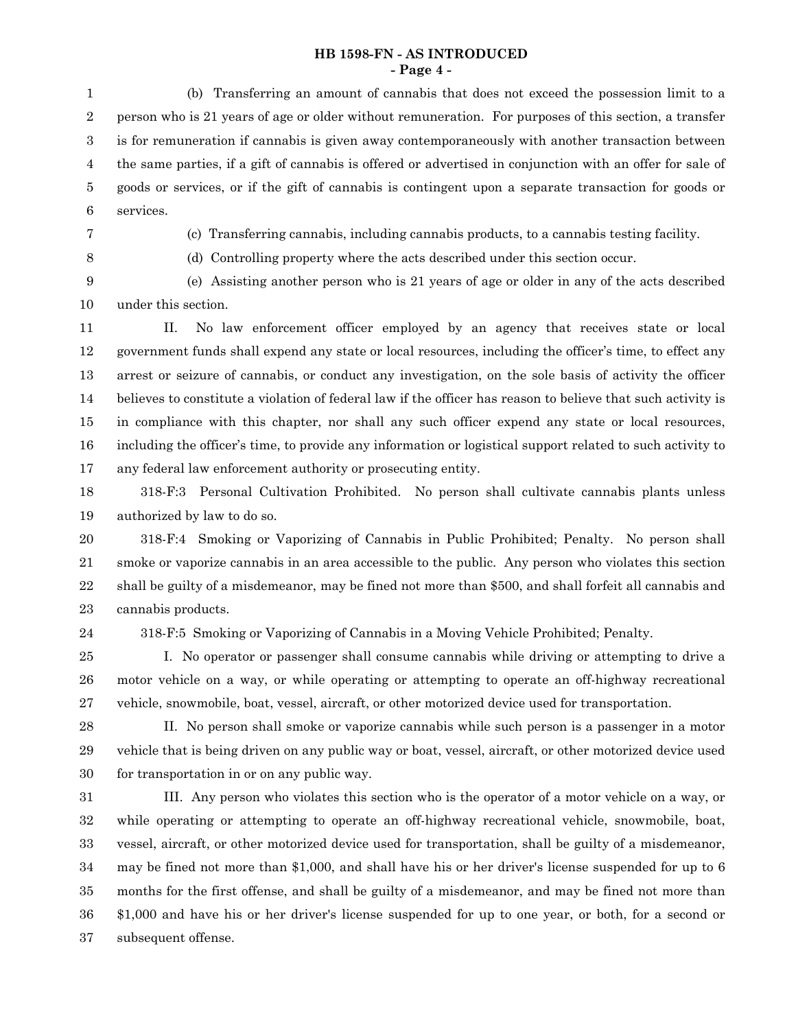(b) Transferring an amount of cannabis that does not exceed the possession limit to a person who is 21 years of age or older without remuneration. For purposes of this section, a transfer is for remuneration if cannabis is given away contemporaneously with another transaction between the same parties, if a gift of cannabis is offered or advertised in conjunction with an offer for sale of goods or services, or if the gift of cannabis is contingent upon a separate transaction for goods or services.

(c) Transferring cannabis, including cannabis products, to a cannabis testing facility.

(d) Controlling property where the acts described under this section occur.

(e) Assisting another person who is 21 years of age or older in any of the acts described under this section.

II. No law enforcement officer employed by an agency that receives state or local government funds shall expend any state or local resources, including the officer's time, to effect any arrest or seizure of cannabis, or conduct any investigation, on the sole basis of activity the officer believes to constitute a violation of federal law if the officer has reason to believe that such activity is in compliance with this chapter, nor shall any such officer expend any state or local resources, including the officer's time, to provide any information or logistical support related to such activity to any federal law enforcement authority or prosecuting entity.

318-F:3 Personal Cultivation Prohibited. No person shall cultivate cannabis plants unless authorized by law to do so.

318-F:4 Smoking or Vaporizing of Cannabis in Public Prohibited; Penalty. No person shall smoke or vaporize cannabis in an area accessible to the public. Any person who violates this section shall be guilty of a misdemeanor, may be fined not more than $500, and shall forfeit all cannabis and cannabis products.

318-F:5 Smoking or Vaporizing of Cannabis in a Moving Vehicle Prohibited; Penalty.

I. No operator or passenger shall consume cannabis while driving or attempting to drive a motor vehicle on a way, or while operating or attempting to operate an off-highway recreational vehicle, snowmobile, boat, vessel, aircraft, or other motorized device used for transportation.

II. No person shall smoke or vaporize cannabis while such person is a passenger in a motor vehicle that is being driven on any public way or boat, vessel, aircraft, or other motorized device used for transportation in or on any public way.

III. Any person who violates this section who is the operator of a motor vehicle on a way, or while operating or attempting to operate an off-highway recreational vehicle, snowmobile, boat, vessel, aircraft, or other motorized device used for transportation, shall be guilty of a misdemeanor, may be fined not more than $1,000, and shall have his or her driver's license suspended for up to 6 months for the first offense, and shall be guilty of a misdemeanor, and may be fined not more than $1,000 and have his or her driver's license suspended for up to one year, or both, for a second or subsequent offense.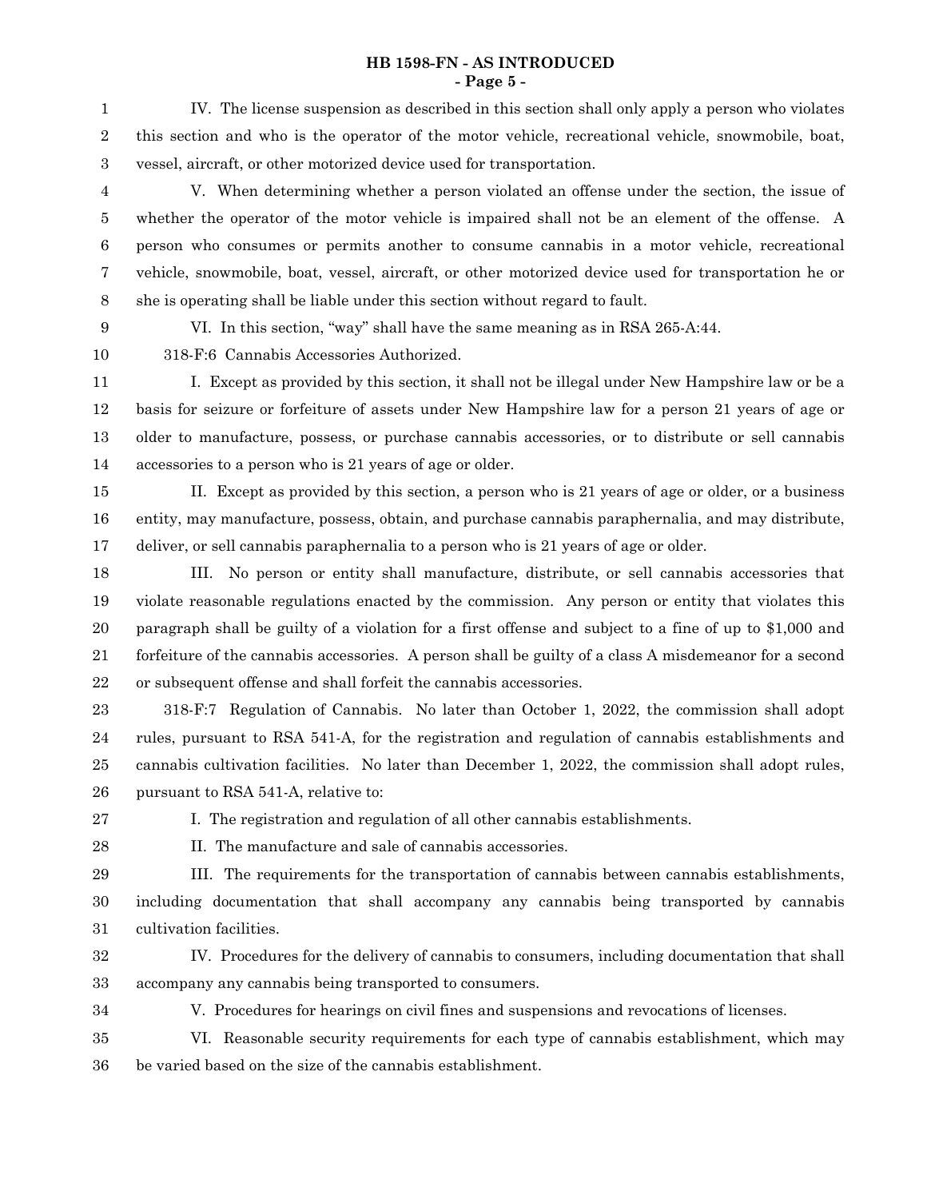IV. The license suspension as described in this section shall only apply a person who violates this section and who is the operator of the motor vehicle, recreational vehicle, snowmobile, boat, vessel, aircraft, or other motorized device used for transportation.

V. When determining whether a person violated an offense under the section, the issue of whether the operator of the motor vehicle is impaired shall not be an element of the offense. A person who consumes or permits another to consume cannabis in a motor vehicle, recreational vehicle, snowmobile, boat, vessel, aircraft, or other motorized device used for transportation he or she is operating shall be liable under this section without regard to fault.

VI. In this section, "way" shall have the same meaning as in RSA 265-A:44.

318-F:6 Cannabis Accessories Authorized.

I. Except as provided by this section, it shall not be illegal under New Hampshire law or be a basis for seizure or forfeiture of assets under New Hampshire law for a person 21 years of age or older to manufacture, possess, or purchase cannabis accessories, or to distribute or sell cannabis accessories to a person who is 21 years of age or older.

II. Except as provided by this section, a person who is 21 years of age or older, or a business entity, may manufacture, possess, obtain, and purchase cannabis paraphernalia, and may distribute, deliver, or sell cannabis paraphernalia to a person who is 21 years of age or older.

III. No person or entity shall manufacture, distribute, or sell cannabis accessories that violate reasonable regulations enacted by the commission. Any person or entity that violates this paragraph shall be guilty of a violation for a first offense and subject to a fine of up to $1,000 and forfeiture of the cannabis accessories. A person shall be guilty of a class A misdemeanor for a second or subsequent offense and shall forfeit the cannabis accessories.

318-F:7 Regulation of Cannabis. No later than October 1, 2022, the commission shall adopt rules, pursuant to RSA 541-A, for the registration and regulation of cannabis establishments and cannabis cultivation facilities. No later than December 1, 2022, the commission shall adopt rules, pursuant to RSA 541-A, relative to:

I. The registration and regulation of all other cannabis establishments.

II. The manufacture and sale of cannabis accessories.

III. The requirements for the transportation of cannabis between cannabis establishments, including documentation that shall accompany any cannabis being transported by cannabis cultivation facilities.

IV. Procedures for the delivery of cannabis to consumers, including documentation that shall accompany any cannabis being transported to consumers.

V. Procedures for hearings on civil fines and suspensions and revocations of licenses.

VI. Reasonable security requirements for each type of cannabis establishment, which may be varied based on the size of the cannabis establishment.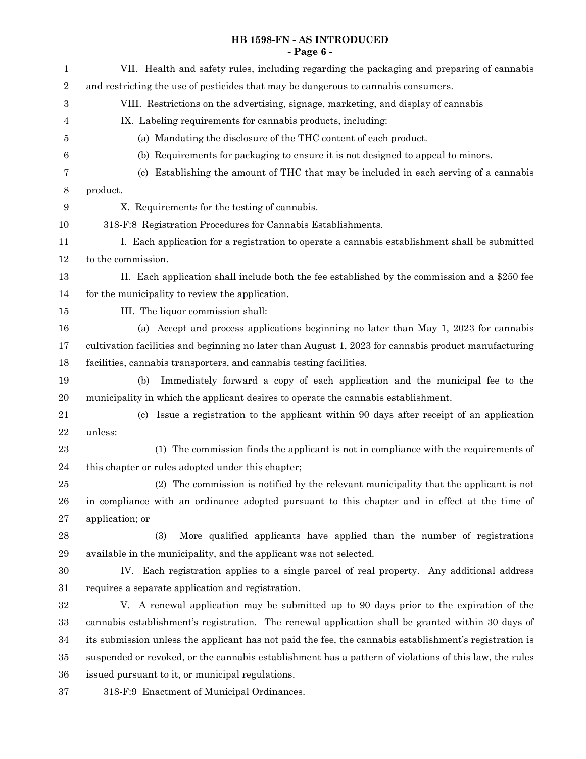VII. Health and safety rules, including regarding the packaging and preparing of cannabis and restricting the use of pesticides that may be dangerous to cannabis consumers.

VIII. Restrictions on the advertising, signage, marketing, and display of cannabis

IX. Labeling requirements for cannabis products, including:

(a) Mandating the disclosure of the THC content of each product.

(b) Requirements for packaging to ensure it is not designed to appeal to minors.

(c) Establishing the amount of THC that may be included in each serving of a cannabis product.

X. Requirements for the testing of cannabis.

318-F:8 Registration Procedures for Cannabis Establishments.

I. Each application for a registration to operate a cannabis establishment shall be submitted to the commission.

II. Each application shall include both the fee established by the commission and a $250 fee for the municipality to review the application.

III. The liquor commission shall:

(a) Accept and process applications beginning no later than May 1, 2023 for cannabis cultivation facilities and beginning no later than August 1, 2023 for cannabis product manufacturing facilities, cannabis transporters, and cannabis testing facilities.

(b) Immediately forward a copy of each application and the municipal fee to the municipality in which the applicant desires to operate the cannabis establishment.

(c) Issue a registration to the applicant within 90 days after receipt of an application unless:

(1) The commission finds the applicant is not in compliance with the requirements of this chapter or rules adopted under this chapter;

(2) The commission is notified by the relevant municipality that the applicant is not in compliance with an ordinance adopted pursuant to this chapter and in effect at the time of application; or

(3) More qualified applicants have applied than the number of registrations available in the municipality, and the applicant was not selected.

IV. Each registration applies to a single parcel of real property. Any additional address requires a separate application and registration.

V. A renewal application may be submitted up to 90 days prior to the expiration of the cannabis establishment's registration. The renewal application shall be granted within 30 days of its submission unless the applicant has not paid the fee, the cannabis establishment's registration is suspended or revoked, or the cannabis establishment has a pattern of violations of this law, the rules issued pursuant to it, or municipal regulations.

318-F:9 Enactment of Municipal Ordinances.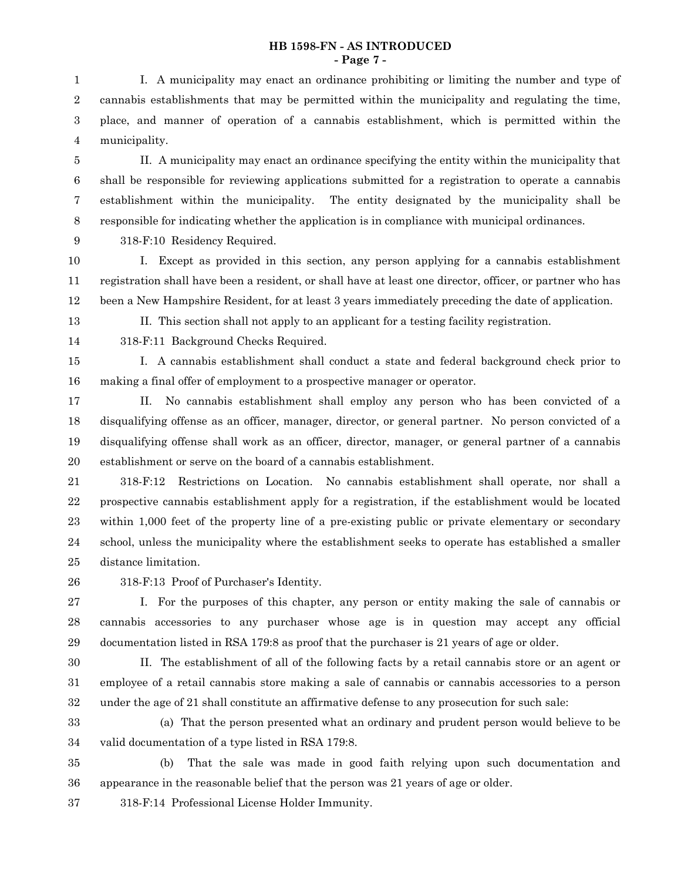I. A municipality may enact an ordinance prohibiting or limiting the number and type of cannabis establishments that may be permitted within the municipality and regulating the time, place, and manner of operation of a cannabis establishment, which is permitted within the municipality.

II. A municipality may enact an ordinance specifying the entity within the municipality that shall be responsible for reviewing applications submitted for a registration to operate a cannabis establishment within the municipality. The entity designated by the municipality shall be responsible for indicating whether the application is in compliance with municipal ordinances.

318-F:10 Residency Required.

I. Except as provided in this section, any person applying for a cannabis establishment registration shall have been a resident, or shall have at least one director, officer, or partner who has been a New Hampshire Resident, for at least 3 years immediately preceding the date of application.

II. This section shall not apply to an applicant for a testing facility registration.

318-F:11 Background Checks Required.

I. A cannabis establishment shall conduct a state and federal background check prior to making a final offer of employment to a prospective manager or operator.

II. No cannabis establishment shall employ any person who has been convicted of a disqualifying offense as an officer, manager, director, or general partner. No person convicted of a disqualifying offense shall work as an officer, director, manager, or general partner of a cannabis establishment or serve on the board of a cannabis establishment.

318-F:12 Restrictions on Location. No cannabis establishment shall operate, nor shall a prospective cannabis establishment apply for a registration, if the establishment would be located within 1,000 feet of the property line of a pre-existing public or private elementary or secondary school, unless the municipality where the establishment seeks to operate has established a smaller distance limitation.

318-F:13 Proof of Purchaser's Identity.

I. For the purposes of this chapter, any person or entity making the sale of cannabis or cannabis accessories to any purchaser whose age is in question may accept any official documentation listed in RSA 179:8 as proof that the purchaser is 21 years of age or older.

II. The establishment of all of the following facts by a retail cannabis store or an agent or employee of a retail cannabis store making a sale of cannabis or cannabis accessories to a person under the age of 21 shall constitute an affirmative defense to any prosecution for such sale:

(a) That the person presented what an ordinary and prudent person would believe to be valid documentation of a type listed in RSA 179:8.

(b) That the sale was made in good faith relying upon such documentation and appearance in the reasonable belief that the person was 21 years of age or older.

318-F:14 Professional License Holder Immunity.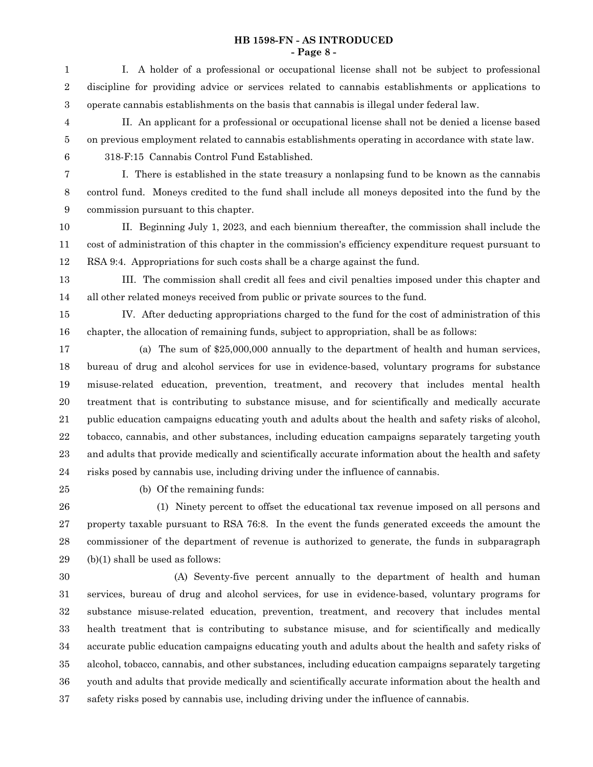I. A holder of a professional or occupational license shall not be subject to professional discipline for providing advice or services related to cannabis establishments or applications to operate cannabis establishments on the basis that cannabis is illegal under federal law.

II. An applicant for a professional or occupational license shall not be denied a license based on previous employment related to cannabis establishments operating in accordance with state law.

318-F:15 Cannabis Control Fund Established.

I. There is established in the state treasury a nonlapsing fund to be known as the cannabis control fund. Moneys credited to the fund shall include all moneys deposited into the fund by the commission pursuant to this chapter.

II. Beginning July 1, 2023, and each biennium thereafter, the commission shall include the cost of administration of this chapter in the commission's efficiency expenditure request pursuant to RSA 9:4. Appropriations for such costs shall be a charge against the fund.

III. The commission shall credit all fees and civil penalties imposed under this chapter and all other related moneys received from public or private sources to the fund.

IV. After deducting appropriations charged to the fund for the cost of administration of this chapter, the allocation of remaining funds, subject to appropriation, shall be as follows:

(a) The sum of $25,000,000 annually to the department of health and human services, bureau of drug and alcohol services for use in evidence-based, voluntary programs for substance misuse-related education, prevention, treatment, and recovery that includes mental health treatment that is contributing to substance misuse, and for scientifically and medically accurate public education campaigns educating youth and adults about the health and safety risks of alcohol, tobacco, cannabis, and other substances, including education campaigns separately targeting youth and adults that provide medically and scientifically accurate information about the health and safety risks posed by cannabis use, including driving under the influence of cannabis.

(b) Of the remaining funds:

(1) Ninety percent to offset the educational tax revenue imposed on all persons and property taxable pursuant to RSA 76:8. In the event the funds generated exceeds the amount the commissioner of the department of revenue is authorized to generate, the funds in subparagraph (b)(1) shall be used as follows:

(A) Seventy-five percent annually to the department of health and human services, bureau of drug and alcohol services, for use in evidence-based, voluntary programs for substance misuse-related education, prevention, treatment, and recovery that includes mental health treatment that is contributing to substance misuse, and for scientifically and medically accurate public education campaigns educating youth and adults about the health and safety risks of alcohol, tobacco, cannabis, and other substances, including education campaigns separately targeting youth and adults that provide medically and scientifically accurate information about the health and safety risks posed by cannabis use, including driving under the influence of cannabis.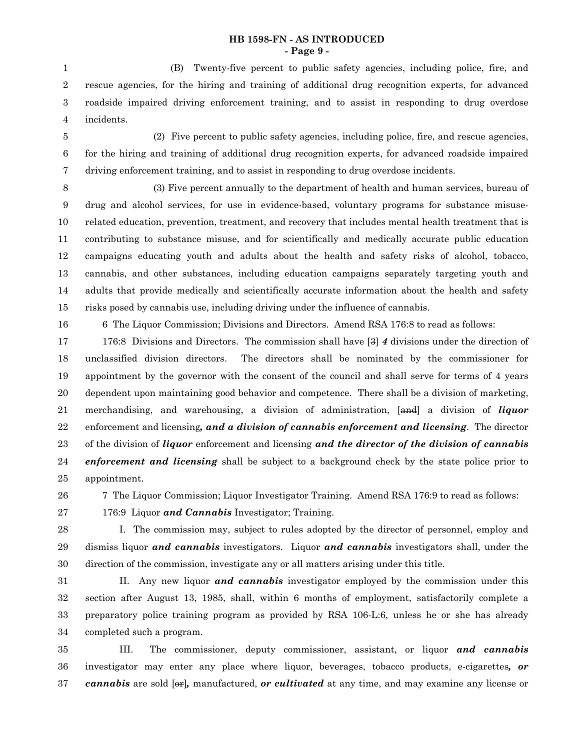(B) Twenty-five percent to public safety agencies, including police, fire, and rescue agencies, for the hiring and training of additional drug recognition experts, for advanced roadside impaired driving enforcement training, and to assist in responding to drug overdose incidents.

(2) Five percent to public safety agencies, including police, fire, and rescue agencies, for the hiring and training of additional drug recognition experts, for advanced roadside impaired driving enforcement training, and to assist in responding to drug overdose incidents.

(3) Five percent annually to the department of health and human services, bureau of drug and alcohol services, for use in evidence-based, voluntary programs for substance misuse-related education, prevention, treatment, and recovery that includes mental health treatment that is contributing to substance misuse, and for scientifically and medically accurate public education campaigns educating youth and adults about the health and safety risks of alcohol, tobacco, cannabis, and other substances, including education campaigns separately targeting youth and adults that provide medically and scientifically accurate information about the health and safety risks posed by cannabis use, including driving under the influence of cannabis.

6 The Liquor Commission; Divisions and Directors. Amend RSA 176:8 to read as follows:

176:8 Divisions and Directors. The commission shall have [~~3~~] ***4*** divisions under the direction of unclassified division directors. The directors shall be nominated by the commissioner for appointment by the governor with the consent of the council and shall serve for terms of 4 years dependent upon maintaining good behavior and competence. There shall be a division of marketing, merchandising, and warehousing, a division of administration, [~~and~~] a division of ***liquor*** enforcement and licensing***, and a division of cannabis enforcement and licensing***. The director of the division of ***liquor*** enforcement and licensing ***and the director of the division of cannabis enforcement and licensing*** shall be subject to a background check by the state police prior to appointment.

7 The Liquor Commission; Liquor Investigator Training. Amend RSA 176:9 to read as follows:

176:9 Liquor ***and Cannabis*** Investigator; Training.

I. The commission may, subject to rules adopted by the director of personnel, employ and dismiss liquor ***and cannabis*** investigators. Liquor ***and cannabis*** investigators shall, under the direction of the commission, investigate any or all matters arising under this title.

II. Any new liquor ***and cannabis*** investigator employed by the commission under this section after August 13, 1985, shall, within 6 months of employment, satisfactorily complete a preparatory police training program as provided by RSA 106-L:6, unless he or she has already completed such a program.

III. The commissioner, deputy commissioner, assistant, or liquor ***and cannabis*** investigator may enter any place where liquor, beverages, tobacco products, e-cigarettes***, or cannabis*** are sold [~~or~~]***,*** manufactured, ***or cultivated*** at any time, and may examine any license or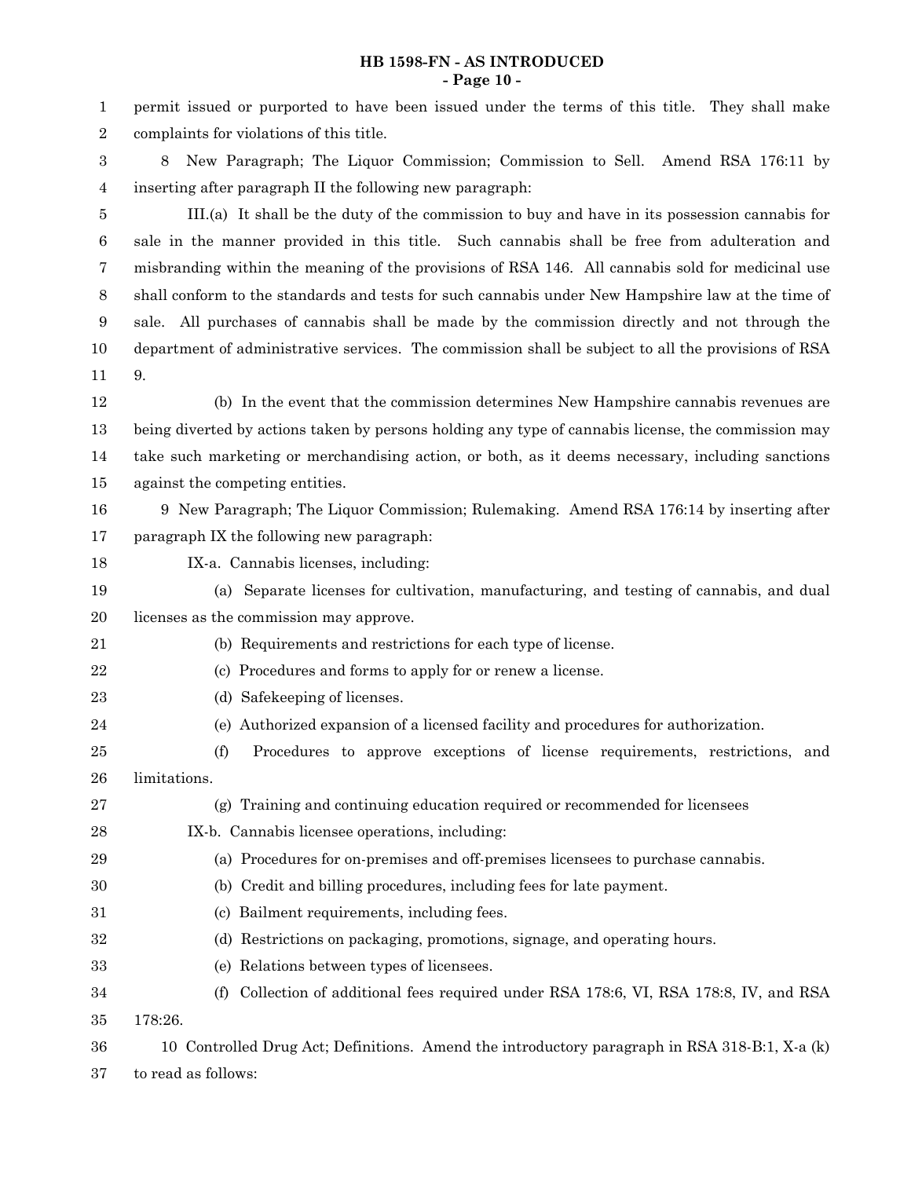permit issued or purported to have been issued under the terms of this title. They shall make complaints for violations of this title.

8 New Paragraph; The Liquor Commission; Commission to Sell. Amend RSA 176:11 by inserting after paragraph II the following new paragraph:

III.(a) It shall be the duty of the commission to buy and have in its possession cannabis for sale in the manner provided in this title. Such cannabis shall be free from adulteration and misbranding within the meaning of the provisions of RSA 146. All cannabis sold for medicinal use shall conform to the standards and tests for such cannabis under New Hampshire law at the time of sale. All purchases of cannabis shall be made by the commission directly and not through the department of administrative services. The commission shall be subject to all the provisions of RSA 9.

(b) In the event that the commission determines New Hampshire cannabis revenues are being diverted by actions taken by persons holding any type of cannabis license, the commission may take such marketing or merchandising action, or both, as it deems necessary, including sanctions against the competing entities.

9 New Paragraph; The Liquor Commission; Rulemaking. Amend RSA 176:14 by inserting after paragraph IX the following new paragraph:

IX-a. Cannabis licenses, including:

(a) Separate licenses for cultivation, manufacturing, and testing of cannabis, and dual licenses as the commission may approve.

(b) Requirements and restrictions for each type of license.

(c) Procedures and forms to apply for or renew a license.

(d) Safekeeping of licenses.

(e) Authorized expansion of a licensed facility and procedures for authorization.

(f) Procedures to approve exceptions of license requirements, restrictions, and limitations.

(g) Training and continuing education required or recommended for licensees

IX-b. Cannabis licensee operations, including:

(a) Procedures for on-premises and off-premises licensees to purchase cannabis.

(b) Credit and billing procedures, including fees for late payment.

(c) Bailment requirements, including fees.

(d) Restrictions on packaging, promotions, signage, and operating hours.

(e) Relations between types of licensees.

(f) Collection of additional fees required under RSA 178:6, VI, RSA 178:8, IV, and RSA 178:26.

10 Controlled Drug Act; Definitions. Amend the introductory paragraph in RSA 318-B:1, X-a (k) to read as follows: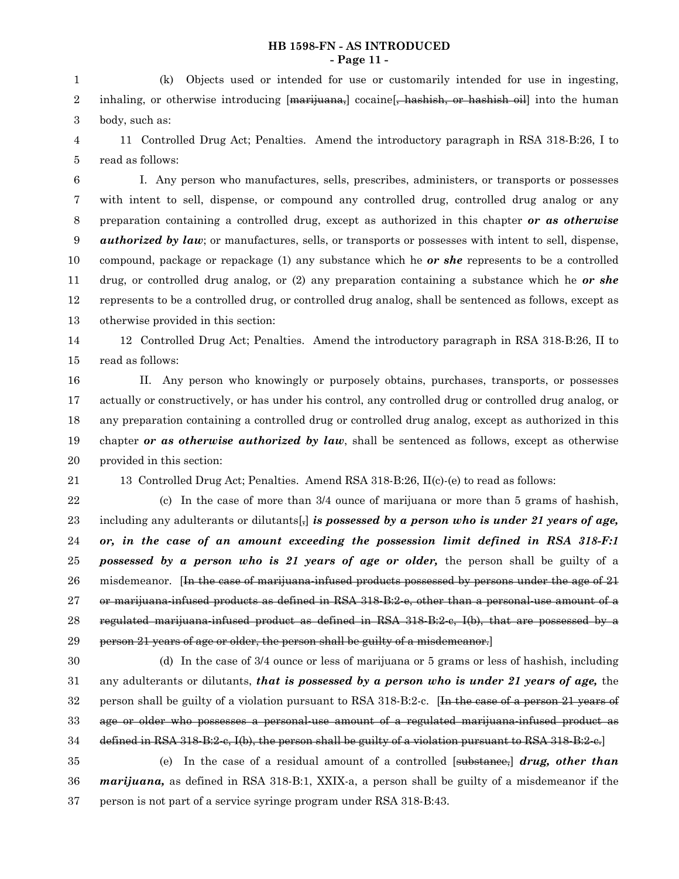(k) Objects used or intended for use or customarily intended for use in ingesting, inhaling, or otherwise introducing [~~marijuana,~~] cocaine[~~, hashish, or hashish oil~~] into the human body, such as:

11 Controlled Drug Act; Penalties. Amend the introductory paragraph in RSA 318-B:26, I to read as follows:

I. Any person who manufactures, sells, prescribes, administers, or transports or possesses with intent to sell, dispense, or compound any controlled drug, controlled drug analog or any preparation containing a controlled drug, except as authorized in this chapter ***or as otherwise authorized by law***; or manufactures, sells, or transports or possesses with intent to sell, dispense, compound, package or repackage (1) any substance which he ***or she*** represents to be a controlled drug, or controlled drug analog, or (2) any preparation containing a substance which he ***or she*** represents to be a controlled drug, or controlled drug analog, shall be sentenced as follows, except as otherwise provided in this section:

12 Controlled Drug Act; Penalties. Amend the introductory paragraph in RSA 318-B:26, II to read as follows:

II. Any person who knowingly or purposely obtains, purchases, transports, or possesses actually or constructively, or has under his control, any controlled drug or controlled drug analog, or any preparation containing a controlled drug or controlled drug analog, except as authorized in this chapter ***or as otherwise authorized by law***, shall be sentenced as follows, except as otherwise provided in this section:

13 Controlled Drug Act; Penalties. Amend RSA 318-B:26, II(c)-(e) to read as follows:

(c) In the case of more than 3/4 ounce of marijuana or more than 5 grams of hashish, including any adulterants or dilutants[~~,~~] ***is possessed by a person who is under 21 years of age, or, in the case of an amount exceeding the possession limit defined in RSA 318-F:1 possessed by a person who is 21 years of age or older,*** the person shall be guilty of a misdemeanor. [~~In the case of marijuana-infused products possessed by persons under the age of 21 or marijuana-infused products as defined in RSA 318-B:2-c, other than a personal-use amount of a regulated marijuana-infused product as defined in RSA 318-B:2-c, I(b), that are possessed by a person 21 years of age or older, the person shall be guilty of a misdemeanor.~~]

(d) In the case of 3/4 ounce or less of marijuana or 5 grams or less of hashish, including any adulterants or dilutants, ***that is possessed by a person who is under 21 years of age,*** the person shall be guilty of a violation pursuant to RSA 318-B:2-c. [~~In the case of a person 21 years of age or older who possesses a personal-use amount of a regulated marijuana-infused product as defined in RSA 318-B:2-c, I(b), the person shall be guilty of a violation pursuant to RSA 318-B:2-c.~~]

(e) In the case of a residual amount of a controlled [~~substance,~~] ***drug, other than marijuana,*** as defined in RSA 318-B:1, XXIX-a, a person shall be guilty of a misdemeanor if the person is not part of a service syringe program under RSA 318-B:43.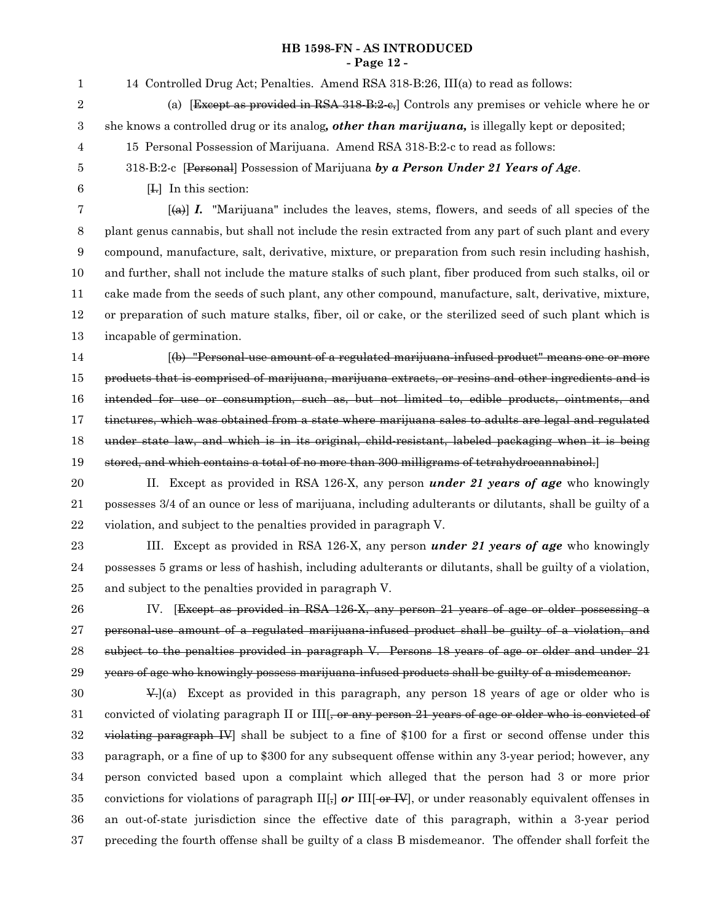14 Controlled Drug Act; Penalties. Amend RSA 318-B:26, III(a) to read as follows:

(a) [~~Except as provided in RSA 318-B:2-c,~~] Controls any premises or vehicle where he or she knows a controlled drug or its analog***, other than marijuana,*** is illegally kept or deposited;

15 Personal Possession of Marijuana. Amend RSA 318-B:2-c to read as follows:

318-B:2-c [~~Personal~~] Possession of Marijuana ***by a Person Under 21 Years of Age***.

[~~I.~~] In this section:

[~~(a)~~] ***I.*** "Marijuana" includes the leaves, stems, flowers, and seeds of all species of the plant genus cannabis, but shall not include the resin extracted from any part of such plant and every compound, manufacture, salt, derivative, mixture, or preparation from such resin including hashish, and further, shall not include the mature stalks of such plant, fiber produced from such stalks, oil or cake made from the seeds of such plant, any other compound, manufacture, salt, derivative, mixture, or preparation of such mature stalks, fiber, oil or cake, or the sterilized seed of such plant which is incapable of germination.

[~~(b) "Personal-use amount of a regulated marijuana-infused product" means one or more products that is comprised of marijuana, marijuana extracts, or resins and other ingredients and is intended for use or consumption, such as, but not limited to, edible products, ointments, and tinctures, which was obtained from a state where marijuana sales to adults are legal and regulated under state law, and which is in its original, child-resistant, labeled packaging when it is being stored, and which contains a total of no more than 300 milligrams of tetrahydrocannabinol.~~]

II. Except as provided in RSA 126-X, any person ***under 21 years of age*** who knowingly possesses 3/4 of an ounce or less of marijuana, including adulterants or dilutants, shall be guilty of a violation, and subject to the penalties provided in paragraph V.

III. Except as provided in RSA 126-X, any person ***under 21 years of age*** who knowingly possesses 5 grams or less of hashish, including adulterants or dilutants, shall be guilty of a violation, and subject to the penalties provided in paragraph V.

IV. [~~Except as provided in RSA 126-X, any person 21 years of age or older possessing a personal-use amount of a regulated marijuana-infused product shall be guilty of a violation, and subject to the penalties provided in paragraph V. Persons 18 years of age or older and under 21 years of age who knowingly possess marijuana-infused products shall be guilty of a misdemeanor.~~

~~V.~~](a) Except as provided in this paragraph, any person 18 years of age or older who is convicted of violating paragraph II or III[~~, or any person 21 years of age or older who is convicted of violating paragraph IV~~] shall be subject to a fine of $100 for a first or second offense under this paragraph, or a fine of up to $300 for any subsequent offense within any 3-year period; however, any person convicted based upon a complaint which alleged that the person had 3 or more prior convictions for violations of paragraph II[~~,~~] ***or*** III[~~ or IV~~], or under reasonably equivalent offenses in an out-of-state jurisdiction since the effective date of this paragraph, within a 3-year period preceding the fourth offense shall be guilty of a class B misdemeanor. The offender shall forfeit the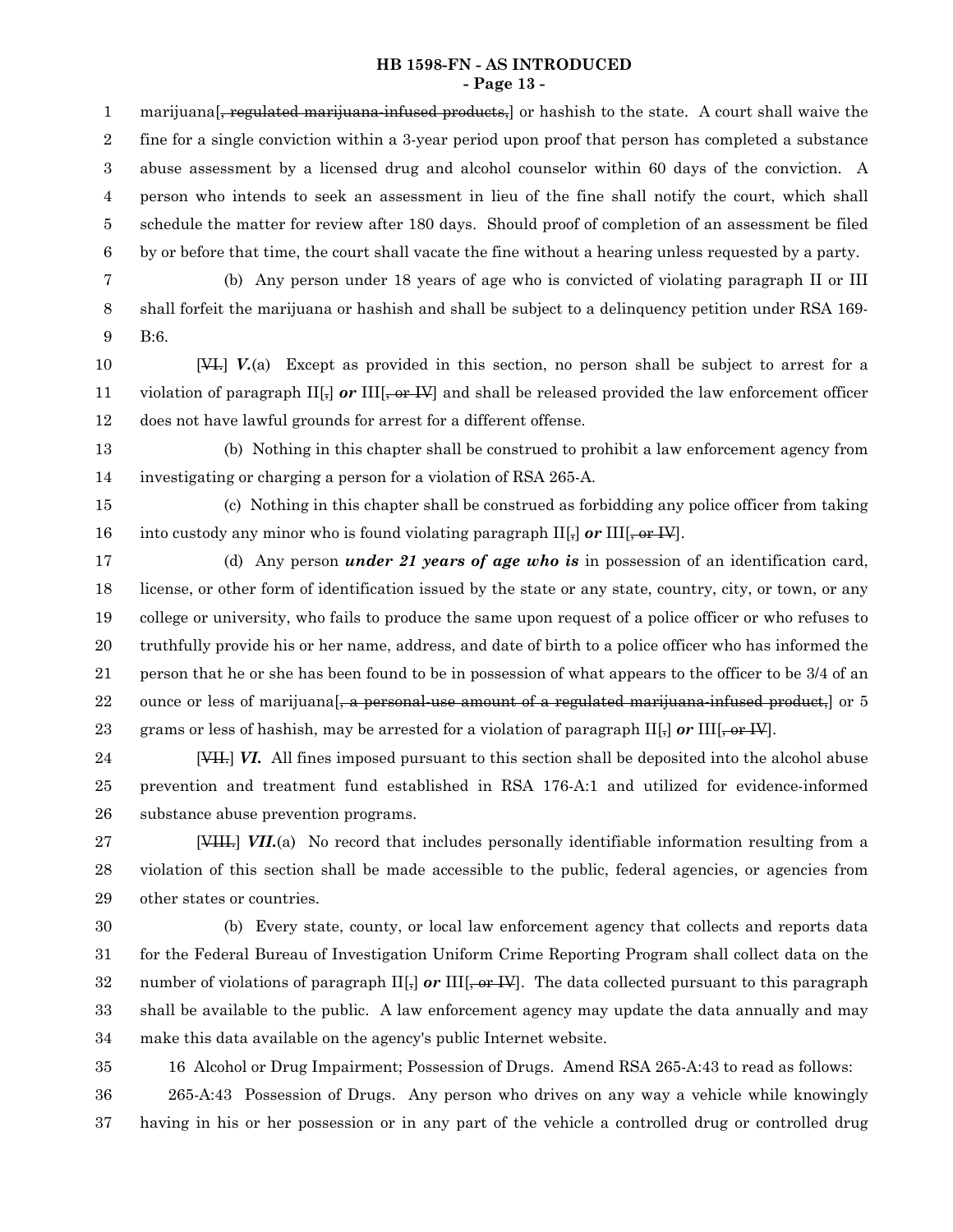marijuana[~~, regulated marijuana-infused products,~~] or hashish to the state. A court shall waive the fine for a single conviction within a 3-year period upon proof that person has completed a substance abuse assessment by a licensed drug and alcohol counselor within 60 days of the conviction. A person who intends to seek an assessment in lieu of the fine shall notify the court, which shall schedule the matter for review after 180 days. Should proof of completion of an assessment be filed by or before that time, the court shall vacate the fine without a hearing unless requested by a party.

(b) Any person under 18 years of age who is convicted of violating paragraph II or III shall forfeit the marijuana or hashish and shall be subject to a delinquency petition under RSA 169-B:6.

[~~VI.~~] ***V.***(a) Except as provided in this section, no person shall be subject to arrest for a violation of paragraph II[~~,~~] ***or*** III[~~, or IV~~] and shall be released provided the law enforcement officer does not have lawful grounds for arrest for a different offense.

(b) Nothing in this chapter shall be construed to prohibit a law enforcement agency from investigating or charging a person for a violation of RSA 265-A.

(c) Nothing in this chapter shall be construed as forbidding any police officer from taking into custody any minor who is found violating paragraph II[~~,~~] ***or*** III[~~, or IV~~].

(d) Any person ***under 21 years of age who is*** in possession of an identification card, license, or other form of identification issued by the state or any state, country, city, or town, or any college or university, who fails to produce the same upon request of a police officer or who refuses to truthfully provide his or her name, address, and date of birth to a police officer who has informed the person that he or she has been found to be in possession of what appears to the officer to be 3/4 of an ounce or less of marijuana[~~, a personal-use amount of a regulated marijuana-infused product,~~] or 5 grams or less of hashish, may be arrested for a violation of paragraph II[~~,~~] ***or*** III[~~, or IV~~].

[~~VII.~~] ***VI.*** All fines imposed pursuant to this section shall be deposited into the alcohol abuse prevention and treatment fund established in RSA 176-A:1 and utilized for evidence-informed substance abuse prevention programs.

[~~VIII.~~] ***VII.***(a) No record that includes personally identifiable information resulting from a violation of this section shall be made accessible to the public, federal agencies, or agencies from other states or countries.

(b) Every state, county, or local law enforcement agency that collects and reports data for the Federal Bureau of Investigation Uniform Crime Reporting Program shall collect data on the number of violations of paragraph II[~~,~~] ***or*** III[~~, or IV~~]. The data collected pursuant to this paragraph shall be available to the public. A law enforcement agency may update the data annually and may make this data available on the agency's public Internet website.

16 Alcohol or Drug Impairment; Possession of Drugs. Amend RSA 265-A:43 to read as follows:

265-A:43 Possession of Drugs. Any person who drives on any way a vehicle while knowingly having in his or her possession or in any part of the vehicle a controlled drug or controlled drug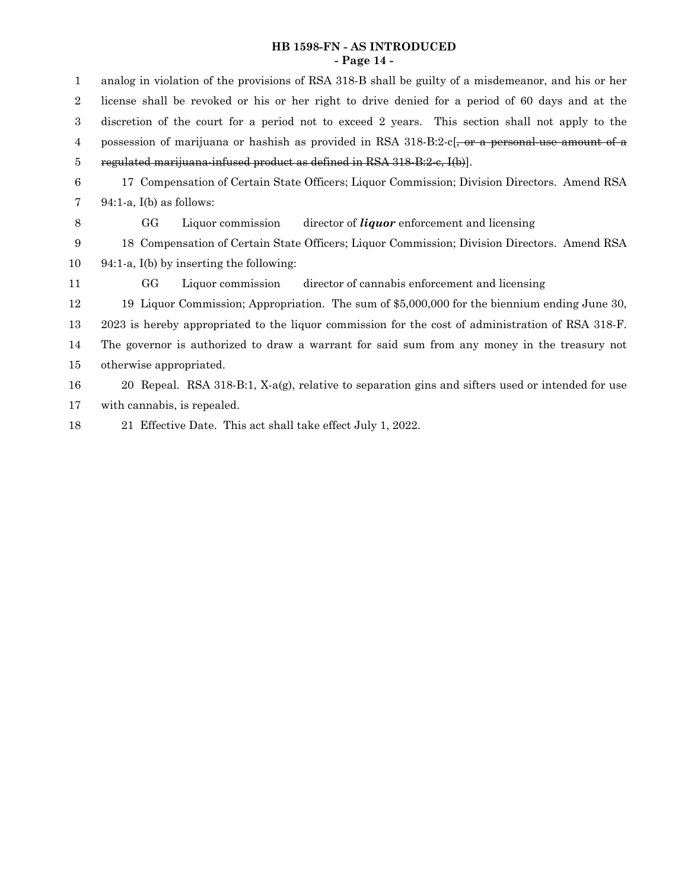analog in violation of the provisions of RSA 318-B shall be guilty of a misdemeanor, and his or her license shall be revoked or his or her right to drive denied for a period of 60 days and at the discretion of the court for a period not to exceed 2 years. This section shall not apply to the possession of marijuana or hashish as provided in RSA 318-B:2-c[~~, or a personal-use amount of a regulated marijuana-infused product as defined in RSA 318-B:2-c, I(b)~~].

17 Compensation of Certain State Officers; Liquor Commission; Division Directors. Amend RSA 94:1-a, I(b) as follows:

GG Liquor commission director of ***liquor*** enforcement and licensing

18 Compensation of Certain State Officers; Liquor Commission; Division Directors. Amend RSA 94:1-a, I(b) by inserting the following:

GG Liquor commission director of cannabis enforcement and licensing

19 Liquor Commission; Appropriation. The sum of $5,000,000 for the biennium ending June 30, 2023 is hereby appropriated to the liquor commission for the cost of administration of RSA 318-F. The governor is authorized to draw a warrant for said sum from any money in the treasury not otherwise appropriated.

20 Repeal. RSA 318-B:1, X-a(g), relative to separation gins and sifters used or intended for use with cannabis, is repealed.

21 Effective Date. This act shall take effect July 1, 2022.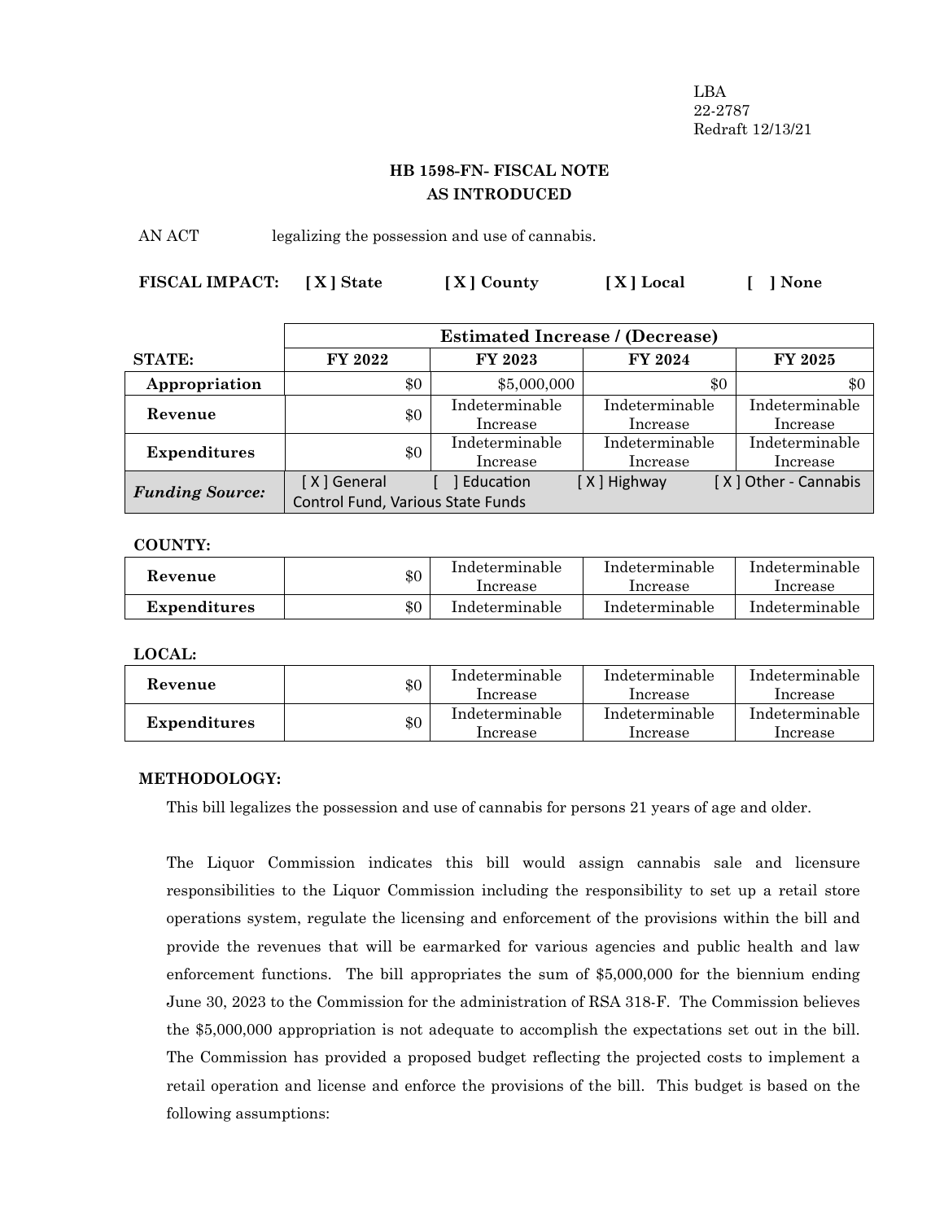LBA
22-2787
Redraft 12/13/21

**HB 1598-FN- FISCAL NOTE**
**AS INTRODUCED**

AN ACT legalizing the possession and use of cannabis.

**FISCAL IMPACT:** **[ X ] State** **[ X ] County** **[ X ] Local** **[ ] None**

| | Estimated Increase / (Decrease) | | | |
|---|---|---|---|---|
| **STATE:** | **FY 2022** | **FY 2023** | **FY 2024** | **FY 2025** |
| **Appropriation** | $0 | $5,000,000 | $0 | $0 |
| **Revenue** | $0 | Indeterminable Increase | Indeterminable Increase | Indeterminable Increase |
| **Expenditures** | $0 | Indeterminable Increase | Indeterminable Increase | Indeterminable Increase |
| ***Funding Source:*** | [ X ] General [ ] Education [ X ] Highway [ X ] Other - Cannabis Control Fund, Various State Funds | | | |

**COUNTY:**

| | FY 2022 | FY 2023 | FY 2024 | FY 2025 |
|---|---|---|---|---|
| **Revenue** | $0 | Indeterminable Increase | Indeterminable Increase | Indeterminable Increase |
| **Expenditures** | $0 | Indeterminable | Indeterminable | Indeterminable |

**LOCAL:**

| | FY 2022 | FY 2023 | FY 2024 | FY 2025 |
|---|---|---|---|---|
| **Revenue** | $0 | Indeterminable Increase | Indeterminable Increase | Indeterminable Increase |
| **Expenditures** | $0 | Indeterminable Increase | Indeterminable Increase | Indeterminable Increase |

**METHODOLOGY:**

This bill legalizes the possession and use of cannabis for persons 21 years of age and older.

The Liquor Commission indicates this bill would assign cannabis sale and licensure responsibilities to the Liquor Commission including the responsibility to set up a retail store operations system, regulate the licensing and enforcement of the provisions within the bill and provide the revenues that will be earmarked for various agencies and public health and law enforcement functions. The bill appropriates the sum of $5,000,000 for the biennium ending June 30, 2023 to the Commission for the administration of RSA 318-F. The Commission believes the $5,000,000 appropriation is not adequate to accomplish the expectations set out in the bill. The Commission has provided a proposed budget reflecting the projected costs to implement a retail operation and license and enforce the provisions of the bill. This budget is based on the following assumptions: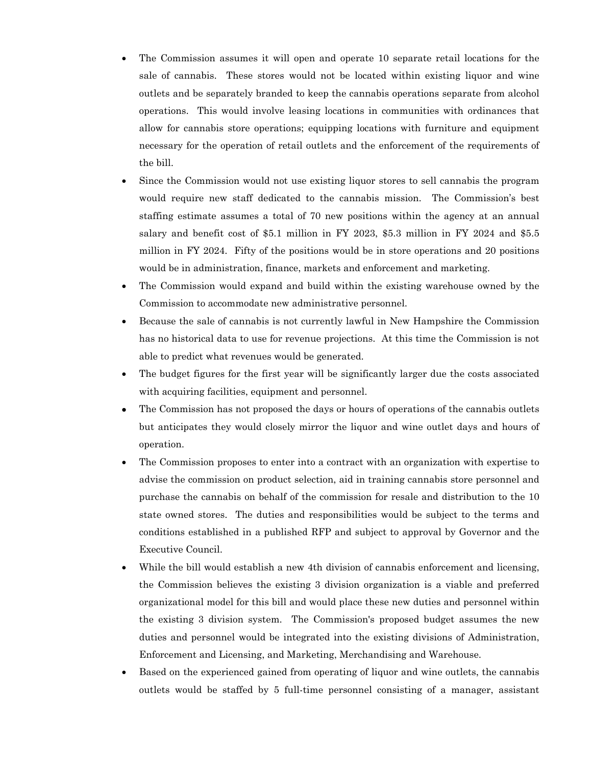- The Commission assumes it will open and operate 10 separate retail locations for the sale of cannabis. These stores would not be located within existing liquor and wine outlets and be separately branded to keep the cannabis operations separate from alcohol operations. This would involve leasing locations in communities with ordinances that allow for cannabis store operations; equipping locations with furniture and equipment necessary for the operation of retail outlets and the enforcement of the requirements of the bill.
- Since the Commission would not use existing liquor stores to sell cannabis the program would require new staff dedicated to the cannabis mission. The Commission's best staffing estimate assumes a total of 70 new positions within the agency at an annual salary and benefit cost of $5.1 million in FY 2023, $5.3 million in FY 2024 and $5.5 million in FY 2024. Fifty of the positions would be in store operations and 20 positions would be in administration, finance, markets and enforcement and marketing.
- The Commission would expand and build within the existing warehouse owned by the Commission to accommodate new administrative personnel.
- Because the sale of cannabis is not currently lawful in New Hampshire the Commission has no historical data to use for revenue projections. At this time the Commission is not able to predict what revenues would be generated.
- The budget figures for the first year will be significantly larger due the costs associated with acquiring facilities, equipment and personnel.
- The Commission has not proposed the days or hours of operations of the cannabis outlets but anticipates they would closely mirror the liquor and wine outlet days and hours of operation.
- The Commission proposes to enter into a contract with an organization with expertise to advise the commission on product selection, aid in training cannabis store personnel and purchase the cannabis on behalf of the commission for resale and distribution to the 10 state owned stores. The duties and responsibilities would be subject to the terms and conditions established in a published RFP and subject to approval by Governor and the Executive Council.
- While the bill would establish a new 4th division of cannabis enforcement and licensing, the Commission believes the existing 3 division organization is a viable and preferred organizational model for this bill and would place these new duties and personnel within the existing 3 division system. The Commission's proposed budget assumes the new duties and personnel would be integrated into the existing divisions of Administration, Enforcement and Licensing, and Marketing, Merchandising and Warehouse.
- Based on the experienced gained from operating of liquor and wine outlets, the cannabis outlets would be staffed by 5 full-time personnel consisting of a manager, assistant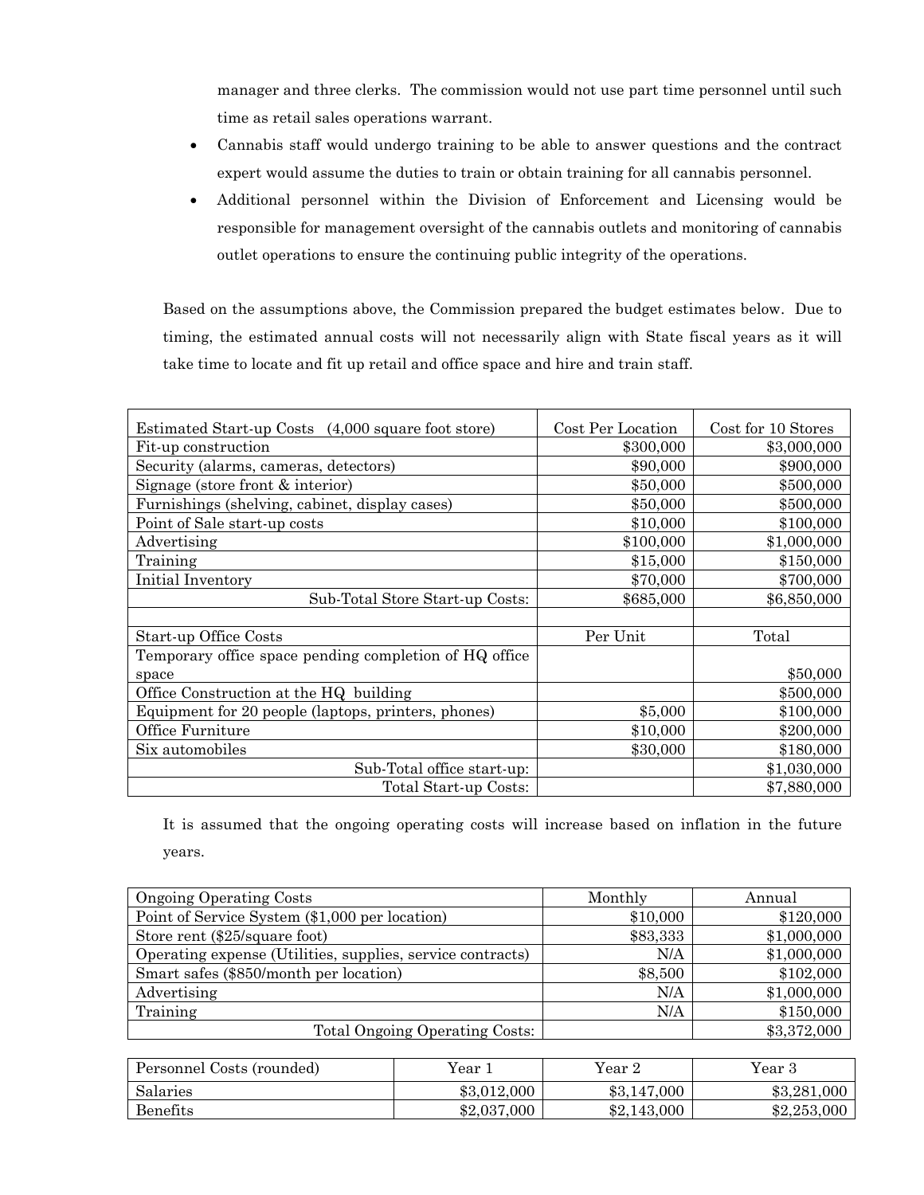manager and three clerks. The commission would not use part time personnel until such time as retail sales operations warrant.

- Cannabis staff would undergo training to be able to answer questions and the contract expert would assume the duties to train or obtain training for all cannabis personnel.
- Additional personnel within the Division of Enforcement and Licensing would be responsible for management oversight of the cannabis outlets and monitoring of cannabis outlet operations to ensure the continuing public integrity of the operations.

Based on the assumptions above, the Commission prepared the budget estimates below. Due to timing, the estimated annual costs will not necessarily align with State fiscal years as it will take time to locate and fit up retail and office space and hire and train staff.

| Estimated Start-up Costs (4,000 square foot store) | Cost Per Location | Cost for 10 Stores |
|---|---|---|
| Fit-up construction | $300,000 | $3,000,000 |
| Security (alarms, cameras, detectors) | $90,000 | $900,000 |
| Signage (store front & interior) | $50,000 | $500,000 |
| Furnishings (shelving, cabinet, display cases) | $50,000 | $500,000 |
| Point of Sale start-up costs | $10,000 | $100,000 |
| Advertising | $100,000 | $1,000,000 |
| Training | $15,000 | $150,000 |
| Initial Inventory | $70,000 | $700,000 |
| Sub-Total Store Start-up Costs: | $685,000 | $6,850,000 |
| | | |
| Start-up Office Costs | Per Unit | Total |
| Temporary office space pending completion of HQ office space | | $50,000 |
| Office Construction at the HQ building | | $500,000 |
| Equipment for 20 people (laptops, printers, phones) | $5,000 | $100,000 |
| Office Furniture | $10,000 | $200,000 |
| Six automobiles | $30,000 | $180,000 |
| Sub-Total office start-up: | | $1,030,000 |
| Total Start-up Costs: | | $7,880,000 |

It is assumed that the ongoing operating costs will increase based on inflation in the future years.

| Ongoing Operating Costs | Monthly | Annual |
|---|---|---|
| Point of Service System ($1,000 per location) | $10,000 | $120,000 |
| Store rent ($25/square foot) | $83,333 | $1,000,000 |
| Operating expense (Utilities, supplies, service contracts) | N/A | $1,000,000 |
| Smart safes ($850/month per location) | $8,500 | $102,000 |
| Advertising | N/A | $1,000,000 |
| Training | N/A | $150,000 |
| Total Ongoing Operating Costs: | | $3,372,000 |

| Personnel Costs (rounded) | Year 1 | Year 2 | Year 3 |
|---|---|---|---|
| Salaries | $3,012,000 | $3,147,000 | $3,281,000 |
| Benefits | $2,037,000 | $2,143,000 | $2,253,000 |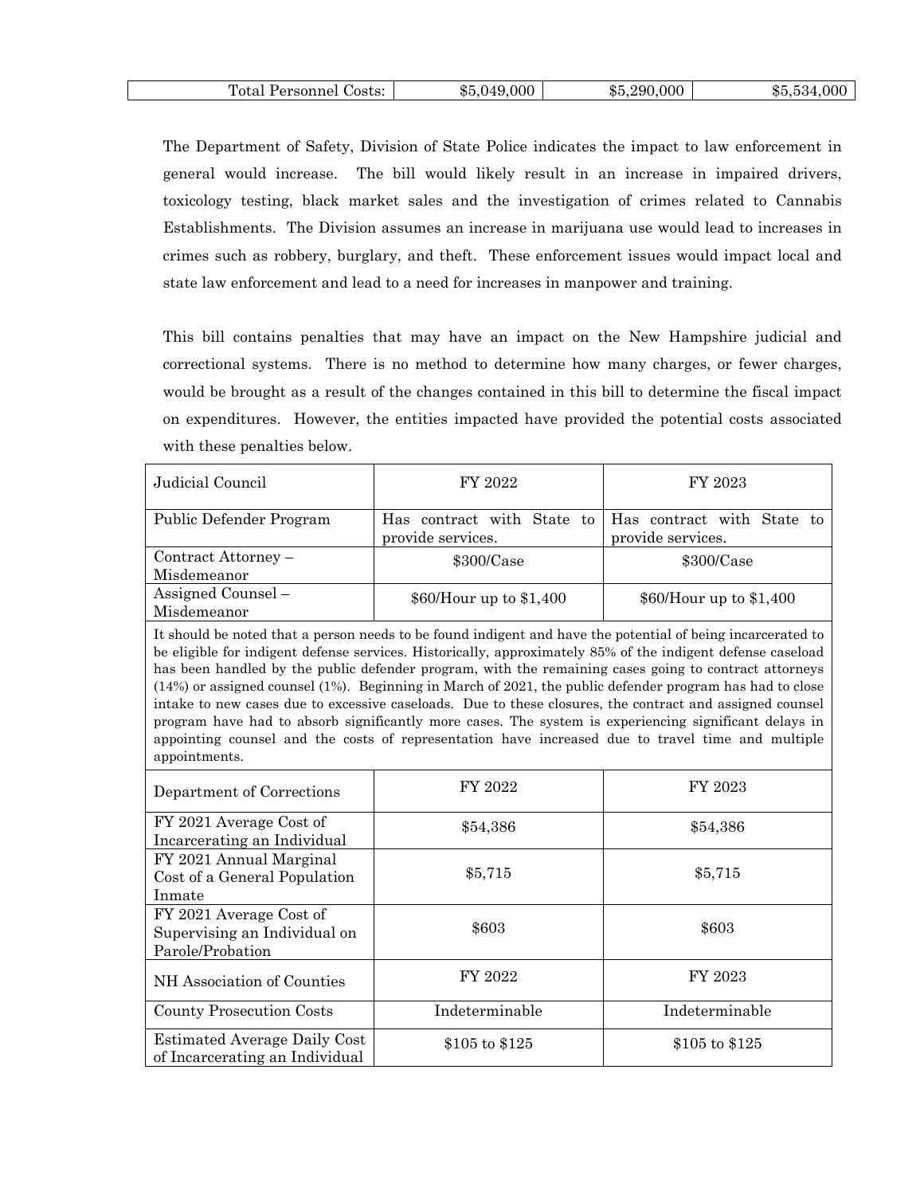| Total Personnel Costs: | $5,049,000 | $5,290,000 | $5,534,000 |
|---|---|---|---|

The Department of Safety, Division of State Police indicates the impact to law enforcement in general would increase. The bill would likely result in an increase in impaired drivers, toxicology testing, black market sales and the investigation of crimes related to Cannabis Establishments. The Division assumes an increase in marijuana use would lead to increases in crimes such as robbery, burglary, and theft. These enforcement issues would impact local and state law enforcement and lead to a need for increases in manpower and training.

This bill contains penalties that may have an impact on the New Hampshire judicial and correctional systems. There is no method to determine how many charges, or fewer charges, would be brought as a result of the changes contained in this bill to determine the fiscal impact on expenditures. However, the entities impacted have provided the potential costs associated with these penalties below.

| Judicial Council | FY 2022 | FY 2023 |
|---|---|---|
| Public Defender Program | Has contract with State to provide services. | Has contract with State to provide services. |
| Contract Attorney – Misdemeanor | $300/Case | $300/Case |
| Assigned Counsel – Misdemeanor | $60/Hour up to $1,400 | $60/Hour up to $1,400 |
| It should be noted that a person needs to be found indigent and have the potential of being incarcerated to be eligible for indigent defense services. Historically, approximately 85% of the indigent defense caseload has been handled by the public defender program, with the remaining cases going to contract attorneys (14%) or assigned counsel (1%). Beginning in March of 2021, the public defender program has had to close intake to new cases due to excessive caseloads. Due to these closures, the contract and assigned counsel program have had to absorb significantly more cases. The system is experiencing significant delays in appointing counsel and the costs of representation have increased due to travel time and multiple appointments. | | |
| Department of Corrections | FY 2022 | FY 2023 |
| FY 2021 Average Cost of Incarcerating an Individual | $54,386 | $54,386 |
| FY 2021 Annual Marginal Cost of a General Population Inmate | $5,715 | $5,715 |
| FY 2021 Average Cost of Supervising an Individual on Parole/Probation | $603 | $603 |
| NH Association of Counties | FY 2022 | FY 2023 |
| County Prosecution Costs | Indeterminable | Indeterminable |
| Estimated Average Daily Cost of Incarcerating an Individual | $105 to $125 | $105 to $125 |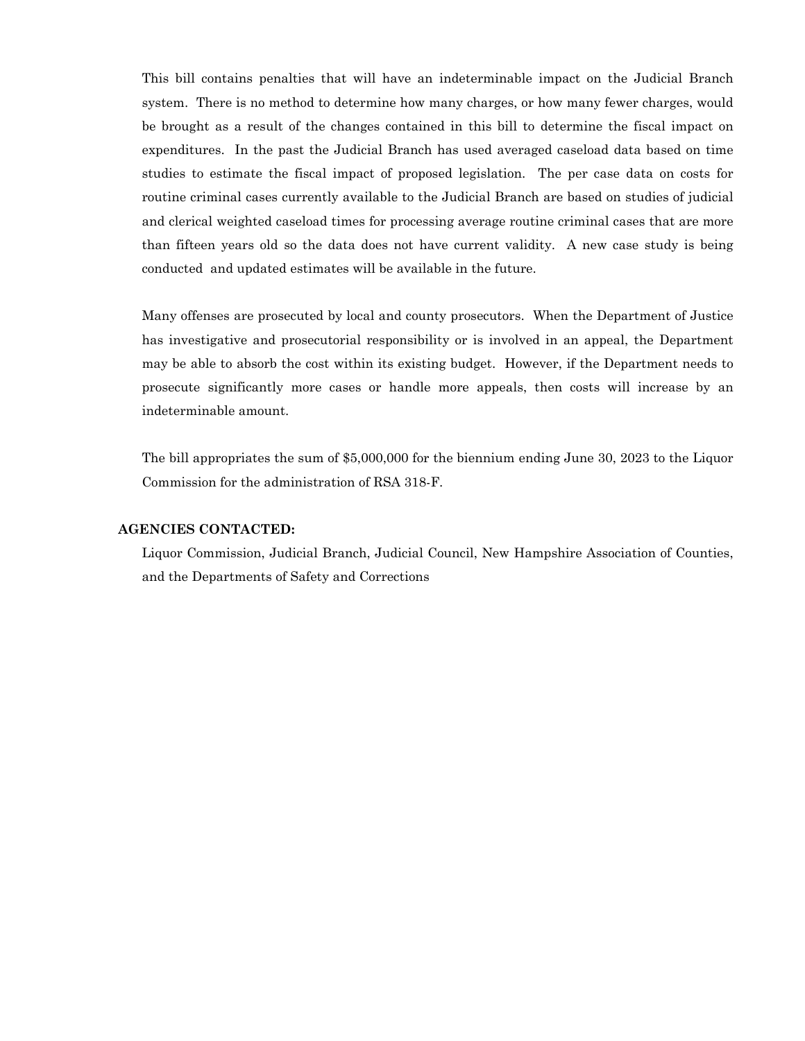This bill contains penalties that will have an indeterminable impact on the Judicial Branch system. There is no method to determine how many charges, or how many fewer charges, would be brought as a result of the changes contained in this bill to determine the fiscal impact on expenditures. In the past the Judicial Branch has used averaged caseload data based on time studies to estimate the fiscal impact of proposed legislation. The per case data on costs for routine criminal cases currently available to the Judicial Branch are based on studies of judicial and clerical weighted caseload times for processing average routine criminal cases that are more than fifteen years old so the data does not have current validity. A new case study is being conducted and updated estimates will be available in the future.

Many offenses are prosecuted by local and county prosecutors. When the Department of Justice has investigative and prosecutorial responsibility or is involved in an appeal, the Department may be able to absorb the cost within its existing budget. However, if the Department needs to prosecute significantly more cases or handle more appeals, then costs will increase by an indeterminable amount.

The bill appropriates the sum of $5,000,000 for the biennium ending June 30, 2023 to the Liquor Commission for the administration of RSA 318-F.

**AGENCIES CONTACTED:**

Liquor Commission, Judicial Branch, Judicial Council, New Hampshire Association of Counties, and the Departments of Safety and Corrections